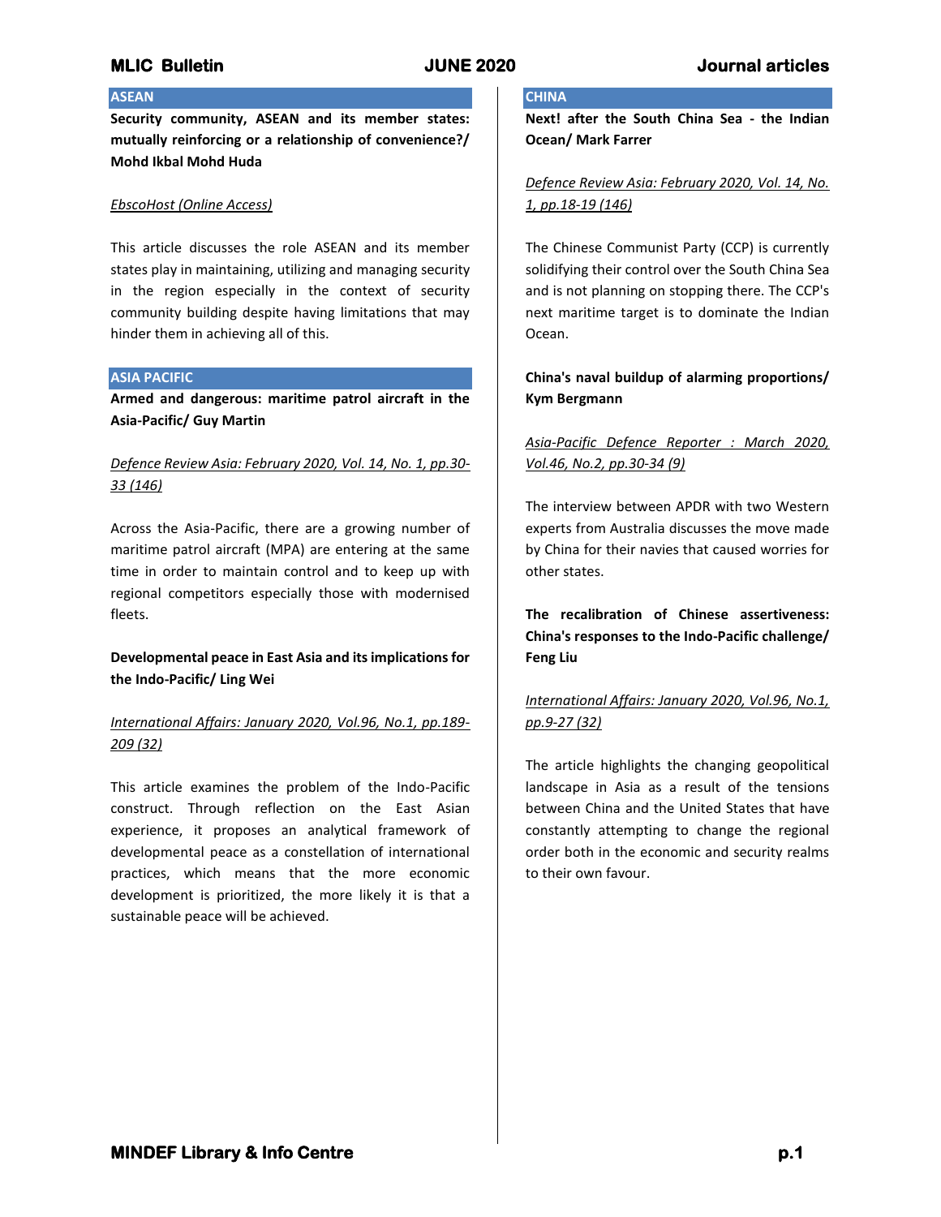## ASEAN

**Security community, ASEAN and its member states: mutually reinforcing or a relationship of convenience?/ Mohd Ikbal Mohd Huda**

*EbscoHost (Online Access)*

This article discusses the role ASEAN and its member states play in maintaining, utilizing and managing security in the region especially in the context of security community building despite having limitations that may hinder them in achieving all of this.

## ASIA PACIFIC

**Armed and dangerous: maritime patrol aircraft in the Asia-Pacific/ Guy Martin**

*Defence Review Asia: February 2020, Vol. 14, No. 1, pp.30-33 (146)*

Across the Asia-Pacific, there are a growing number of maritime patrol aircraft (MPA) are entering at the same time in order to maintain control and to keep up with regional competitors especially those with modernised fleets.

**Developmental peace in East Asia and its implications for the Indo-Pacific/ Ling Wei**

*International Affairs: January 2020, Vol.96, No.1, pp.189-209 (32)*

This article examines the problem of the Indo-Pacific construct. Through reflection on the East Asian experience, it proposes an analytical framework of developmental peace as a constellation of international practices, which means that the more economic development is prioritized, the more likely it is that a sustainable peace will be achieved.

## CHINA

**Next! after the South China Sea - the Indian Ocean/ Mark Farrer**

*Defence Review Asia: February 2020, Vol. 14, No. 1, pp.18-19 (146)*

The Chinese Communist Party (CCP) is currently solidifying their control over the South China Sea and is not planning on stopping there. The CCP's next maritime target is to dominate the Indian Ocean.

**China's naval buildup of alarming proportions/ Kym Bergmann**

*Asia-Pacific Defence Reporter : March 2020, Vol.46, No.2, pp.30-34 (9)*

The interview between APDR with two Western experts from Australia discusses the move made by China for their navies that caused worries for other states.

**The recalibration of Chinese assertiveness: China's responses to the Indo-Pacific challenge/ Feng Liu**

*International Affairs: January 2020, Vol.96, No.1, pp.9-27 (32)*

The article highlights the changing geopolitical landscape in Asia as a result of the tensions between China and the United States that have constantly attempting to change the regional order both in the economic and security realms to their own favour.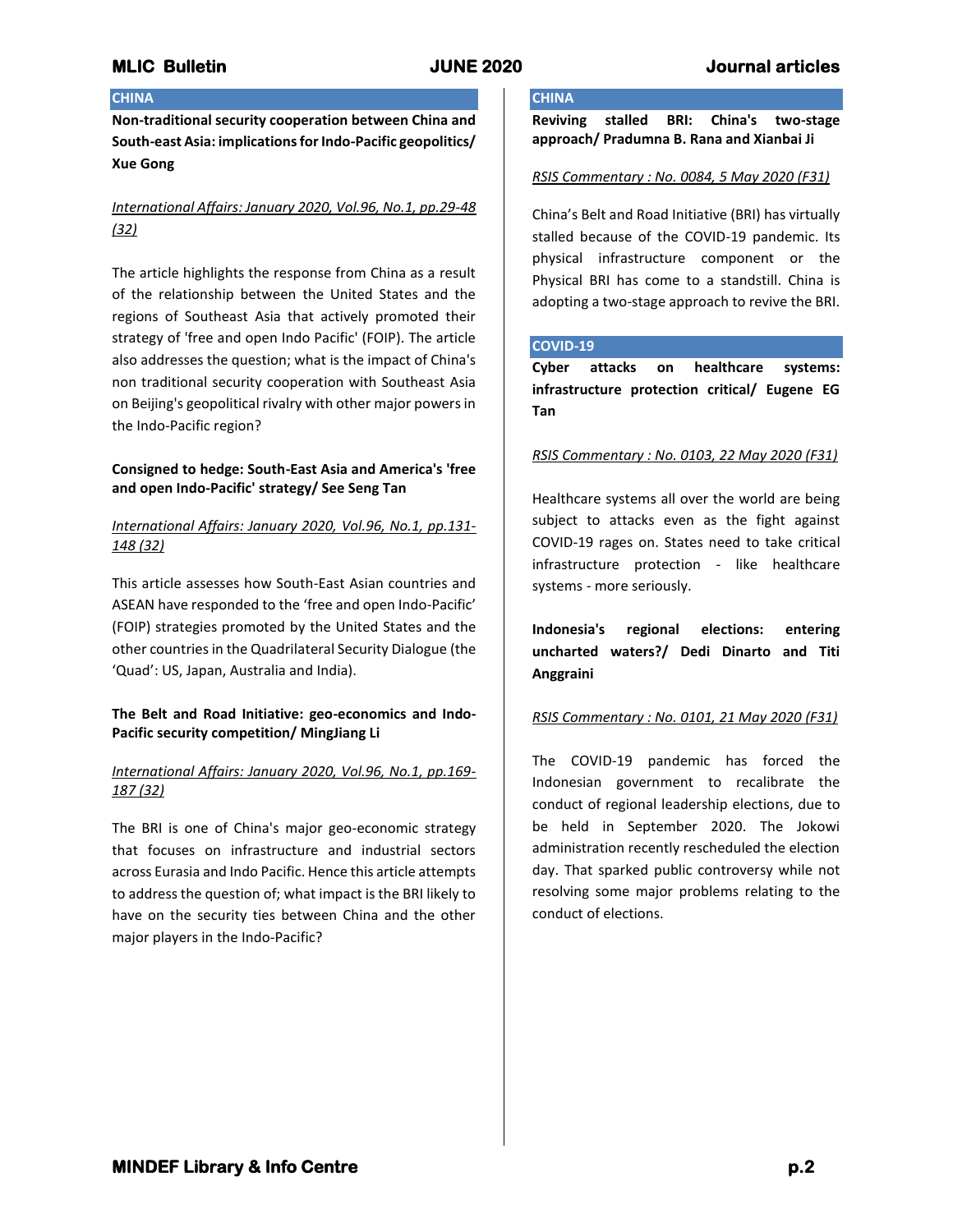## CHINA

**Non-traditional security cooperation between China and South-east Asia: implications for Indo-Pacific geopolitics/ Xue Gong**

*International Affairs: January 2020, Vol.96, No.1, pp.29-48 (32)*

The article highlights the response from China as a result of the relationship between the United States and the regions of Southeast Asia that actively promoted their strategy of 'free and open Indo Pacific' (FOIP). The article also addresses the question; what is the impact of China's non traditional security cooperation with Southeast Asia on Beijing's geopolitical rivalry with other major powers in the Indo-Pacific region?

**Consigned to hedge: South-East Asia and America's 'free and open Indo-Pacific' strategy/ See Seng Tan**

*International Affairs: January 2020, Vol.96, No.1, pp.131-148 (32)*

This article assesses how South-East Asian countries and ASEAN have responded to the 'free and open Indo-Pacific' (FOIP) strategies promoted by the United States and the other countries in the Quadrilateral Security Dialogue (the 'Quad': US, Japan, Australia and India).

**The Belt and Road Initiative: geo-economics and Indo-Pacific security competition/ MingJiang Li**

*International Affairs: January 2020, Vol.96, No.1, pp.169-187 (32)*

The BRI is one of China's major geo-economic strategy that focuses on infrastructure and industrial sectors across Eurasia and Indo Pacific. Hence this article attempts to address the question of; what impact is the BRI likely to have on the security ties between China and the other major players in the Indo-Pacific?

## CHINA

**Reviving stalled BRI: China's two-stage approach/ Pradumna B. Rana and Xianbai Ji**

*RSIS Commentary : No. 0084, 5 May 2020 (F31)*

China's Belt and Road Initiative (BRI) has virtually stalled because of the COVID-19 pandemic. Its physical infrastructure component or the Physical BRI has come to a standstill. China is adopting a two-stage approach to revive the BRI.

## COVID-19

**Cyber attacks on healthcare systems: infrastructure protection critical/ Eugene EG Tan**

*RSIS Commentary : No. 0103, 22 May 2020 (F31)*

Healthcare systems all over the world are being subject to attacks even as the fight against COVID-19 rages on. States need to take critical infrastructure protection - like healthcare systems - more seriously.

**Indonesia's regional elections: entering uncharted waters?/ Dedi Dinarto and Titi Anggraini**

*RSIS Commentary : No. 0101, 21 May 2020 (F31)*

The COVID-19 pandemic has forced the Indonesian government to recalibrate the conduct of regional leadership elections, due to be held in September 2020. The Jokowi administration recently rescheduled the election day. That sparked public controversy while not resolving some major problems relating to the conduct of elections.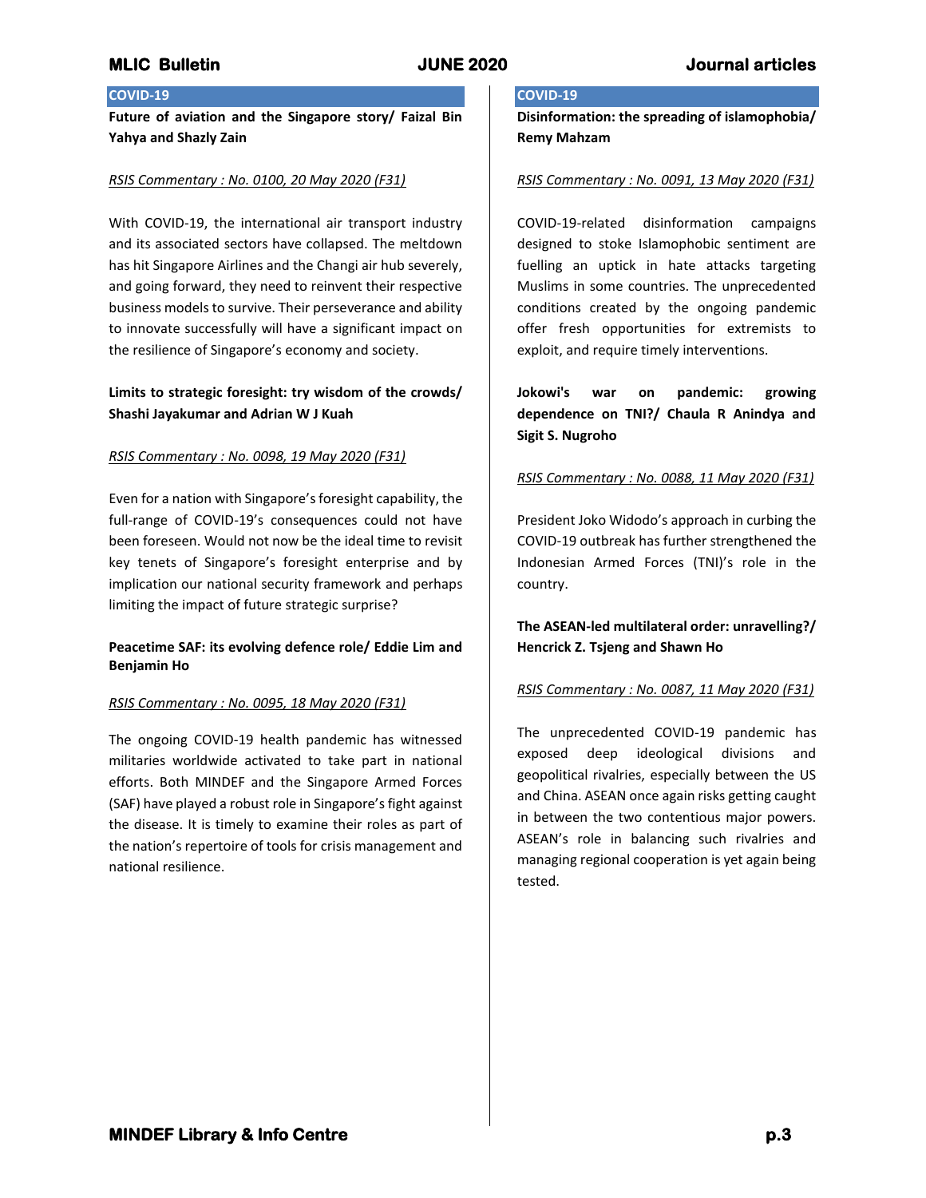## COVID-19

**Future of aviation and the Singapore story/ Faizal Bin Yahya and Shazly Zain**

*RSIS Commentary : No. 0100, 20 May 2020 (F31)*

With COVID-19, the international air transport industry and its associated sectors have collapsed. The meltdown has hit Singapore Airlines and the Changi air hub severely, and going forward, they need to reinvent their respective business models to survive. Their perseverance and ability to innovate successfully will have a significant impact on the resilience of Singapore's economy and society.

**Limits to strategic foresight: try wisdom of the crowds/ Shashi Jayakumar and Adrian W J Kuah**

*RSIS Commentary : No. 0098, 19 May 2020 (F31)*

Even for a nation with Singapore's foresight capability, the full-range of COVID-19's consequences could not have been foreseen. Would not now be the ideal time to revisit key tenets of Singapore's foresight enterprise and by implication our national security framework and perhaps limiting the impact of future strategic surprise?

**Peacetime SAF: its evolving defence role/ Eddie Lim and Benjamin Ho**

*RSIS Commentary : No. 0095, 18 May 2020 (F31)*

The ongoing COVID-19 health pandemic has witnessed militaries worldwide activated to take part in national efforts. Both MINDEF and the Singapore Armed Forces (SAF) have played a robust role in Singapore's fight against the disease. It is timely to examine their roles as part of the nation's repertoire of tools for crisis management and national resilience.

## COVID-19

**Disinformation: the spreading of islamophobia/ Remy Mahzam**

*RSIS Commentary : No. 0091, 13 May 2020 (F31)*

COVID-19-related disinformation campaigns designed to stoke Islamophobic sentiment are fuelling an uptick in hate attacks targeting Muslims in some countries. The unprecedented conditions created by the ongoing pandemic offer fresh opportunities for extremists to exploit, and require timely interventions.

**Jokowi's war on pandemic: growing dependence on TNI?/ Chaula R Anindya and Sigit S. Nugroho**

*RSIS Commentary : No. 0088, 11 May 2020 (F31)*

President Joko Widodo's approach in curbing the COVID-19 outbreak has further strengthened the Indonesian Armed Forces (TNI)'s role in the country.

**The ASEAN-led multilateral order: unravelling?/ Hencrick Z. Tsjeng and Shawn Ho**

*RSIS Commentary : No. 0087, 11 May 2020 (F31)*

The unprecedented COVID-19 pandemic has exposed deep ideological divisions and geopolitical rivalries, especially between the US and China. ASEAN once again risks getting caught in between the two contentious major powers. ASEAN's role in balancing such rivalries and managing regional cooperation is yet again being tested.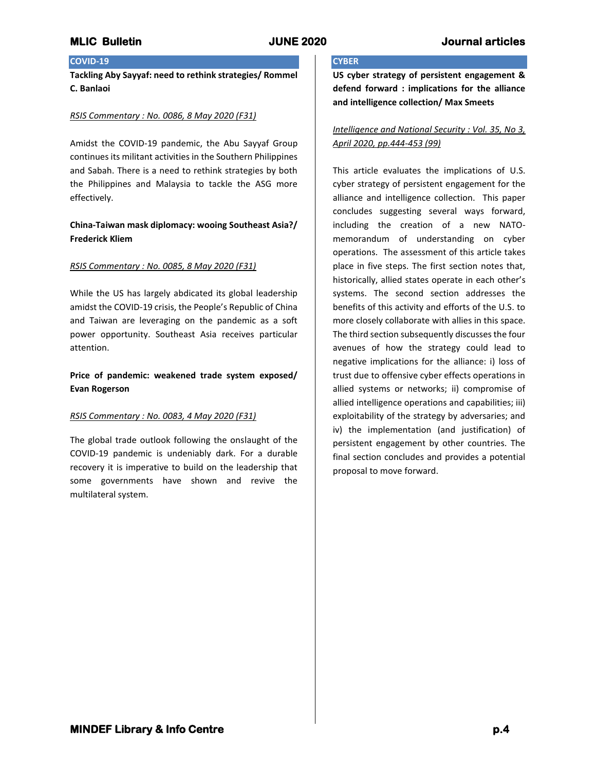## COVID-19

**Tackling Aby Sayyaf: need to rethink strategies/ Rommel C. Banlaoi**

*RSIS Commentary : No. 0086, 8 May 2020 (F31)*

Amidst the COVID-19 pandemic, the Abu Sayyaf Group continues its militant activities in the Southern Philippines and Sabah. There is a need to rethink strategies by both the Philippines and Malaysia to tackle the ASG more effectively.

**China-Taiwan mask diplomacy: wooing Southeast Asia?/ Frederick Kliem**

*RSIS Commentary : No. 0085, 8 May 2020 (F31)*

While the US has largely abdicated its global leadership amidst the COVID-19 crisis, the People's Republic of China and Taiwan are leveraging on the pandemic as a soft power opportunity. Southeast Asia receives particular attention.

**Price of pandemic: weakened trade system exposed/ Evan Rogerson**

*RSIS Commentary : No. 0083, 4 May 2020 (F31)*

The global trade outlook following the onslaught of the COVID-19 pandemic is undeniably dark. For a durable recovery it is imperative to build on the leadership that some governments have shown and revive the multilateral system.

## CYBER

**US cyber strategy of persistent engagement & defend forward : implications for the alliance and intelligence collection/ Max Smeets**

*Intelligence and National Security : Vol. 35, No 3, April 2020, pp.444-453 (99)*

This article evaluates the implications of U.S. cyber strategy of persistent engagement for the alliance and intelligence collection. This paper concludes suggesting several ways forward, including the creation of a new NATO-memorandum of understanding on cyber operations. The assessment of this article takes place in five steps. The first section notes that, historically, allied states operate in each other's systems. The second section addresses the benefits of this activity and efforts of the U.S. to more closely collaborate with allies in this space. The third section subsequently discusses the four avenues of how the strategy could lead to negative implications for the alliance: i) loss of trust due to offensive cyber effects operations in allied systems or networks; ii) compromise of allied intelligence operations and capabilities; iii) exploitability of the strategy by adversaries; and iv) the implementation (and justification) of persistent engagement by other countries. The final section concludes and provides a potential proposal to move forward.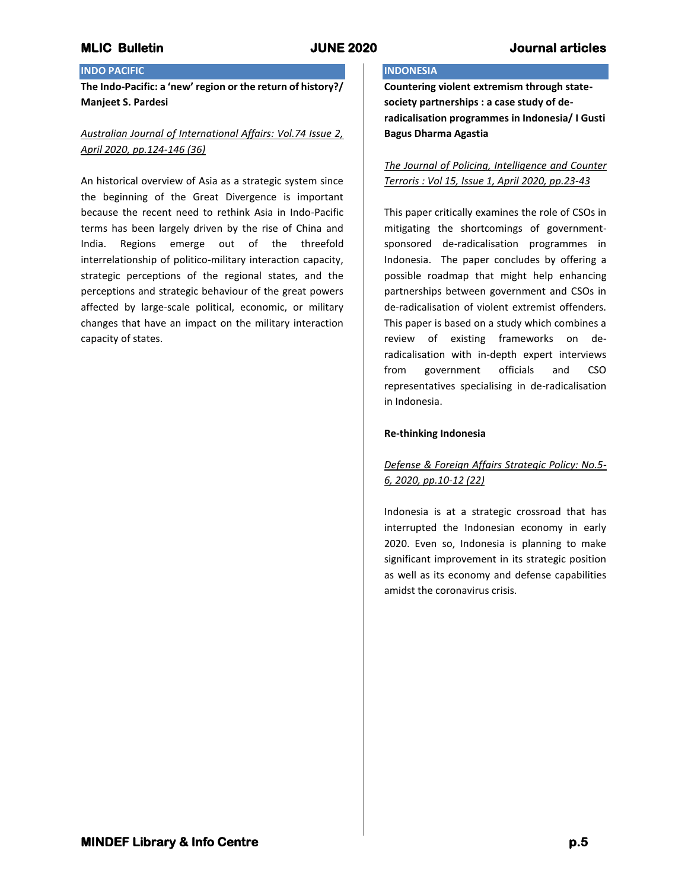## INDO PACIFIC

**The Indo-Pacific: a 'new' region or the return of history?/ Manjeet S. Pardesi**

*Australian Journal of International Affairs: Vol.74 Issue 2, April 2020, pp.124-146 (36)*

An historical overview of Asia as a strategic system since the beginning of the Great Divergence is important because the recent need to rethink Asia in Indo-Pacific terms has been largely driven by the rise of China and India. Regions emerge out of the threefold interrelationship of politico-military interaction capacity, strategic perceptions of the regional states, and the perceptions and strategic behaviour of the great powers affected by large-scale political, economic, or military changes that have an impact on the military interaction capacity of states.

## INDONESIA

**Countering violent extremism through state-society partnerships : a case study of de-radicalisation programmes in Indonesia/ I Gusti Bagus Dharma Agastia**

*The Journal of Policing, Intelligence and Counter Terroris : Vol 15, Issue 1, April 2020, pp.23-43*

This paper critically examines the role of CSOs in mitigating the shortcomings of government-sponsored de-radicalisation programmes in Indonesia. The paper concludes by offering a possible roadmap that might help enhancing partnerships between government and CSOs in de-radicalisation of violent extremist offenders. This paper is based on a study which combines a review of existing frameworks on de-radicalisation with in-depth expert interviews from government officials and CSO representatives specialising in de-radicalisation in Indonesia.

**Re-thinking Indonesia**

*Defense & Foreign Affairs Strategic Policy: No.5-6, 2020, pp.10-12 (22)*

Indonesia is at a strategic crossroad that has interrupted the Indonesian economy in early 2020. Even so, Indonesia is planning to make significant improvement in its strategic position as well as its economy and defense capabilities amidst the coronavirus crisis.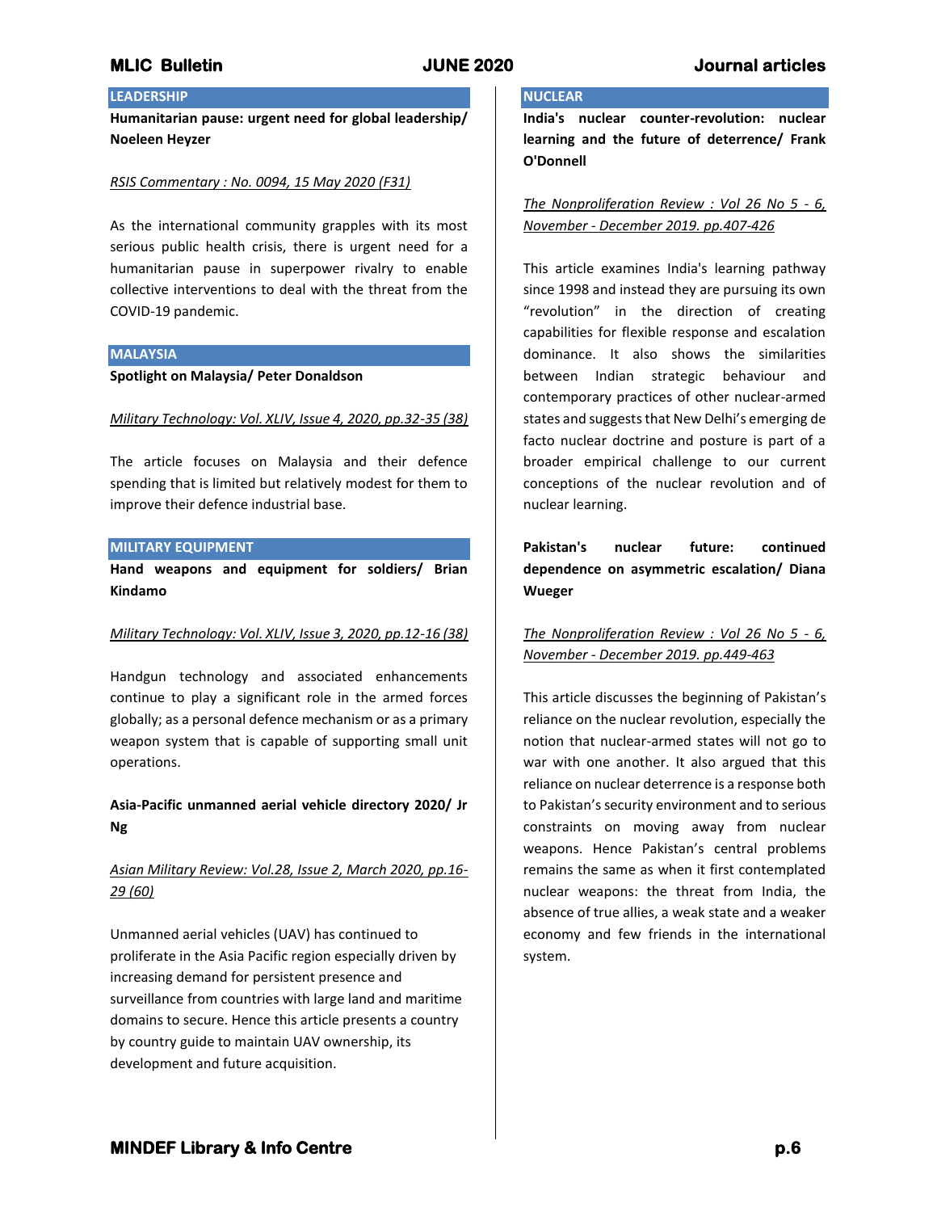## LEADERSHIP

**Humanitarian pause: urgent need for global leadership/ Noeleen Heyzer**

*RSIS Commentary : No. 0094, 15 May 2020 (F31)*

As the international community grapples with its most serious public health crisis, there is urgent need for a humanitarian pause in superpower rivalry to enable collective interventions to deal with the threat from the COVID-19 pandemic.

## MALAYSIA

**Spotlight on Malaysia/ Peter Donaldson**

*Military Technology: Vol. XLIV, Issue 4, 2020, pp.32-35 (38)*

The article focuses on Malaysia and their defence spending that is limited but relatively modest for them to improve their defence industrial base.

## MILITARY EQUIPMENT

**Hand weapons and equipment for soldiers/ Brian Kindamo**

*Military Technology: Vol. XLIV, Issue 3, 2020, pp.12-16 (38)*

Handgun technology and associated enhancements continue to play a significant role in the armed forces globally; as a personal defence mechanism or as a primary weapon system that is capable of supporting small unit operations.

**Asia-Pacific unmanned aerial vehicle directory 2020/ Jr Ng**

*Asian Military Review: Vol.28, Issue 2, March 2020, pp.16-29 (60)*

Unmanned aerial vehicles (UAV) has continued to proliferate in the Asia Pacific region especially driven by increasing demand for persistent presence and surveillance from countries with large land and maritime domains to secure. Hence this article presents a country by country guide to maintain UAV ownership, its development and future acquisition.

## NUCLEAR

**India's nuclear counter-revolution: nuclear learning and the future of deterrence/ Frank O'Donnell**

*The Nonproliferation Review : Vol 26 No 5 - 6, November - December 2019. pp.407-426*

This article examines India's learning pathway since 1998 and instead they are pursuing its own “revolution” in the direction of creating capabilities for flexible response and escalation dominance. It also shows the similarities between Indian strategic behaviour and contemporary practices of other nuclear-armed states and suggests that New Delhi's emerging de facto nuclear doctrine and posture is part of a broader empirical challenge to our current conceptions of the nuclear revolution and of nuclear learning.

**Pakistan's nuclear future: continued dependence on asymmetric escalation/ Diana Wueger**

*The Nonproliferation Review : Vol 26 No 5 - 6, November - December 2019. pp.449-463*

This article discusses the beginning of Pakistan's reliance on the nuclear revolution, especially the notion that nuclear-armed states will not go to war with one another. It also argued that this reliance on nuclear deterrence is a response both to Pakistan's security environment and to serious constraints on moving away from nuclear weapons. Hence Pakistan's central problems remains the same as when it first contemplated nuclear weapons: the threat from India, the absence of true allies, a weak state and a weaker economy and few friends in the international system.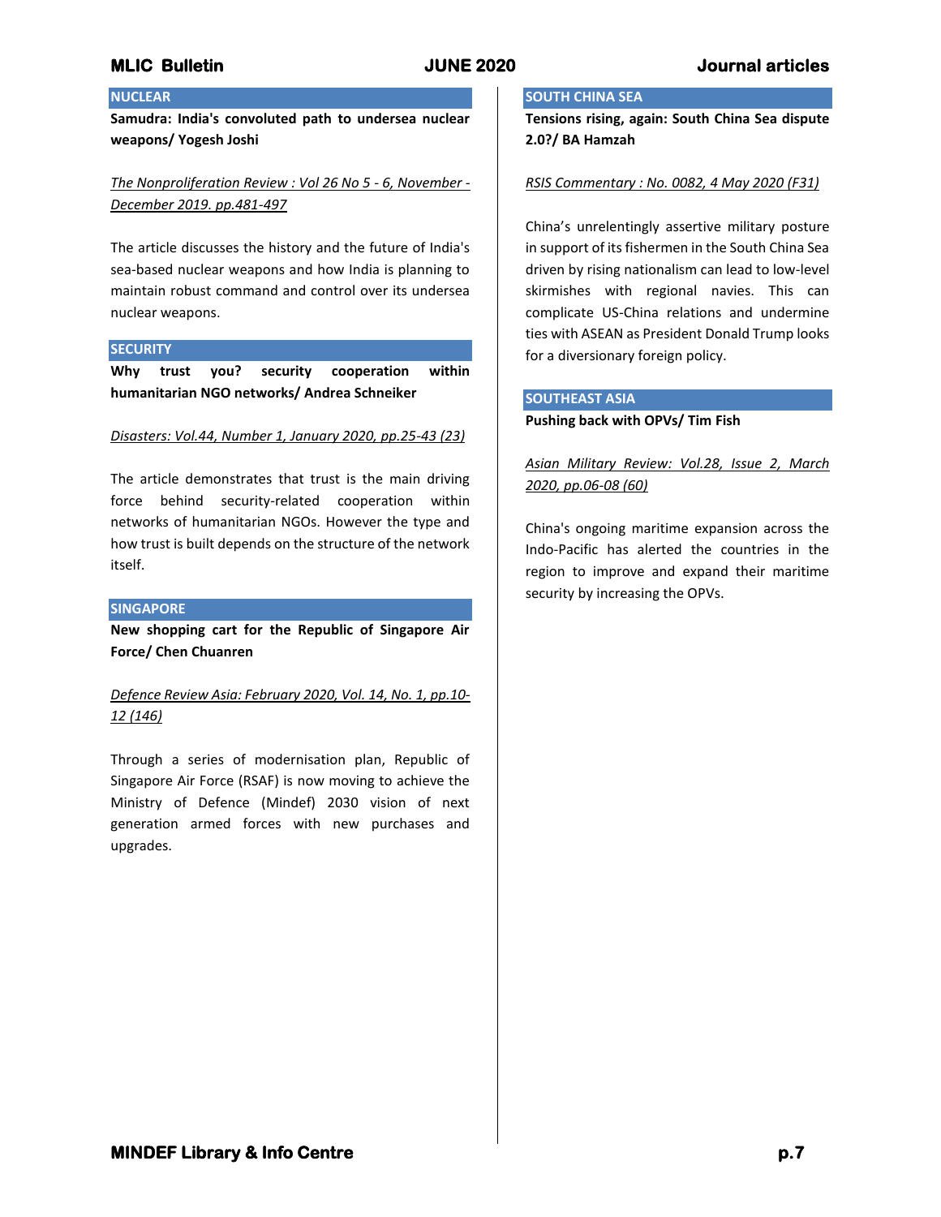## NUCLEAR

**Samudra: India's convoluted path to undersea nuclear weapons/ Yogesh Joshi**

*The Nonproliferation Review : Vol 26 No 5 - 6, November - December 2019. pp.481-497*

The article discusses the history and the future of India's sea-based nuclear weapons and how India is planning to maintain robust command and control over its undersea nuclear weapons.

## SECURITY

**Why trust you? security cooperation within humanitarian NGO networks/ Andrea Schneiker**

*Disasters: Vol.44, Number 1, January 2020, pp.25-43 (23)*

The article demonstrates that trust is the main driving force behind security-related cooperation within networks of humanitarian NGOs. However the type and how trust is built depends on the structure of the network itself.

## SINGAPORE

**New shopping cart for the Republic of Singapore Air Force/ Chen Chuanren**

*Defence Review Asia: February 2020, Vol. 14, No. 1, pp.10-12 (146)*

Through a series of modernisation plan, Republic of Singapore Air Force (RSAF) is now moving to achieve the Ministry of Defence (Mindef) 2030 vision of next generation armed forces with new purchases and upgrades.

## SOUTH CHINA SEA

**Tensions rising, again: South China Sea dispute 2.0?/ BA Hamzah**

*RSIS Commentary : No. 0082, 4 May 2020 (F31)*

China's unrelentingly assertive military posture in support of its fishermen in the South China Sea driven by rising nationalism can lead to low-level skirmishes with regional navies. This can complicate US-China relations and undermine ties with ASEAN as President Donald Trump looks for a diversionary foreign policy.

## SOUTHEAST ASIA

**Pushing back with OPVs/ Tim Fish**

*Asian Military Review: Vol.28, Issue 2, March 2020, pp.06-08 (60)*

China's ongoing maritime expansion across the Indo-Pacific has alerted the countries in the region to improve and expand their maritime security by increasing the OPVs.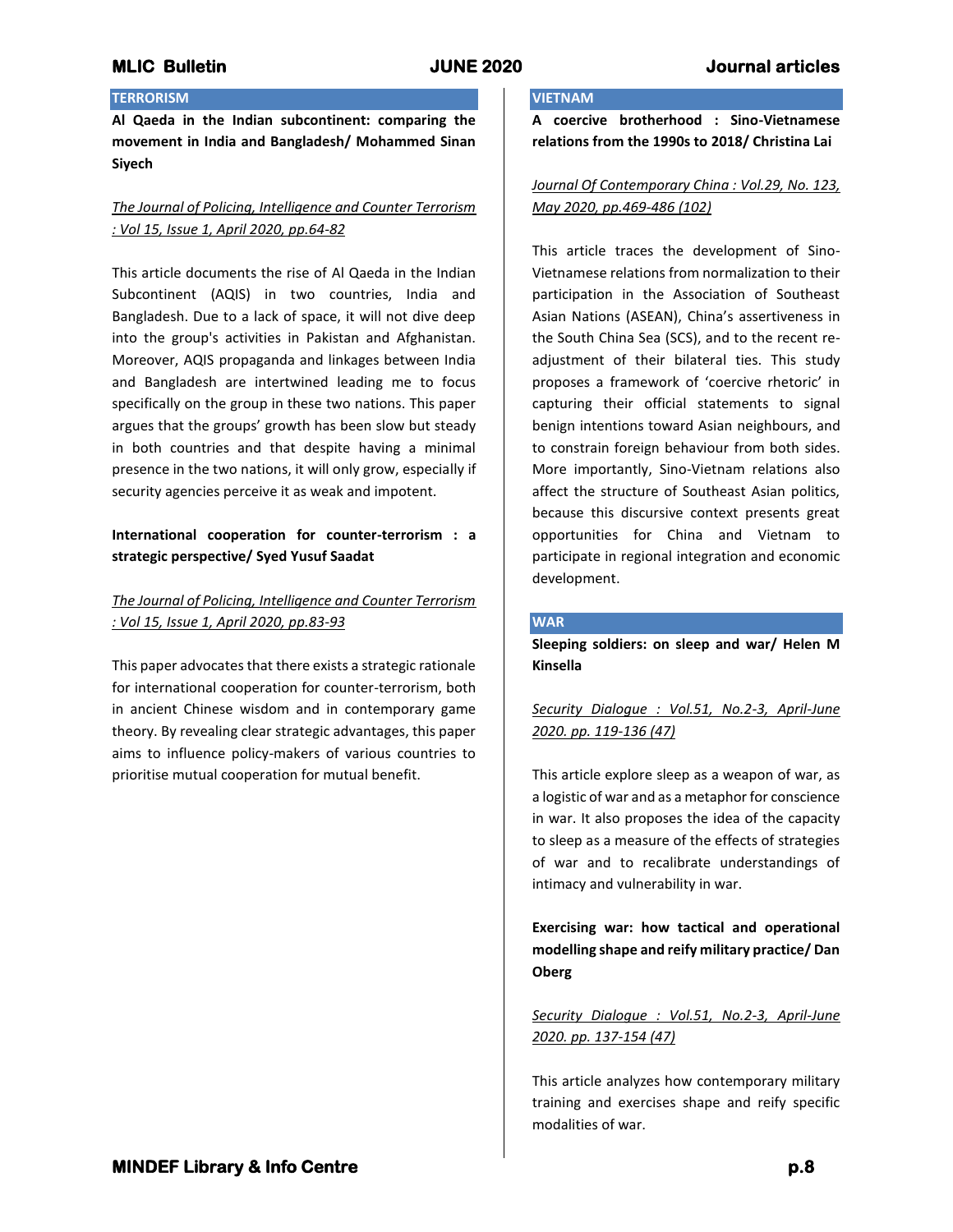## TERRORISM

**Al Qaeda in the Indian subcontinent: comparing the movement in India and Bangladesh/ Mohammed Sinan Siyech**

*The Journal of Policing, Intelligence and Counter Terrorism : Vol 15, Issue 1, April 2020, pp.64-82*

This article documents the rise of Al Qaeda in the Indian Subcontinent (AQIS) in two countries, India and Bangladesh. Due to a lack of space, it will not dive deep into the group's activities in Pakistan and Afghanistan. Moreover, AQIS propaganda and linkages between India and Bangladesh are intertwined leading me to focus specifically on the group in these two nations. This paper argues that the groups' growth has been slow but steady in both countries and that despite having a minimal presence in the two nations, it will only grow, especially if security agencies perceive it as weak and impotent.

**International cooperation for counter-terrorism : a strategic perspective/ Syed Yusuf Saadat**

*The Journal of Policing, Intelligence and Counter Terrorism : Vol 15, Issue 1, April 2020, pp.83-93*

This paper advocates that there exists a strategic rationale for international cooperation for counter-terrorism, both in ancient Chinese wisdom and in contemporary game theory. By revealing clear strategic advantages, this paper aims to influence policy-makers of various countries to prioritise mutual cooperation for mutual benefit.

## VIETNAM

**A coercive brotherhood : Sino-Vietnamese relations from the 1990s to 2018/ Christina Lai**

*Journal Of Contemporary China : Vol.29, No. 123, May 2020, pp.469-486 (102)*

This article traces the development of Sino-Vietnamese relations from normalization to their participation in the Association of Southeast Asian Nations (ASEAN), China's assertiveness in the South China Sea (SCS), and to the recent re-adjustment of their bilateral ties. This study proposes a framework of 'coercive rhetoric' in capturing their official statements to signal benign intentions toward Asian neighbours, and to constrain foreign behaviour from both sides. More importantly, Sino-Vietnam relations also affect the structure of Southeast Asian politics, because this discursive context presents great opportunities for China and Vietnam to participate in regional integration and economic development.

## WAR

**Sleeping soldiers: on sleep and war/ Helen M Kinsella**

*Security Dialogue : Vol.51, No.2-3, April-June 2020. pp. 119-136 (47)*

This article explore sleep as a weapon of war, as a logistic of war and as a metaphor for conscience in war. It also proposes the idea of the capacity to sleep as a measure of the effects of strategies of war and to recalibrate understandings of intimacy and vulnerability in war.

**Exercising war: how tactical and operational modelling shape and reify military practice/ Dan Oberg**

*Security Dialogue : Vol.51, No.2-3, April-June 2020. pp. 137-154 (47)*

This article analyzes how contemporary military training and exercises shape and reify specific modalities of war.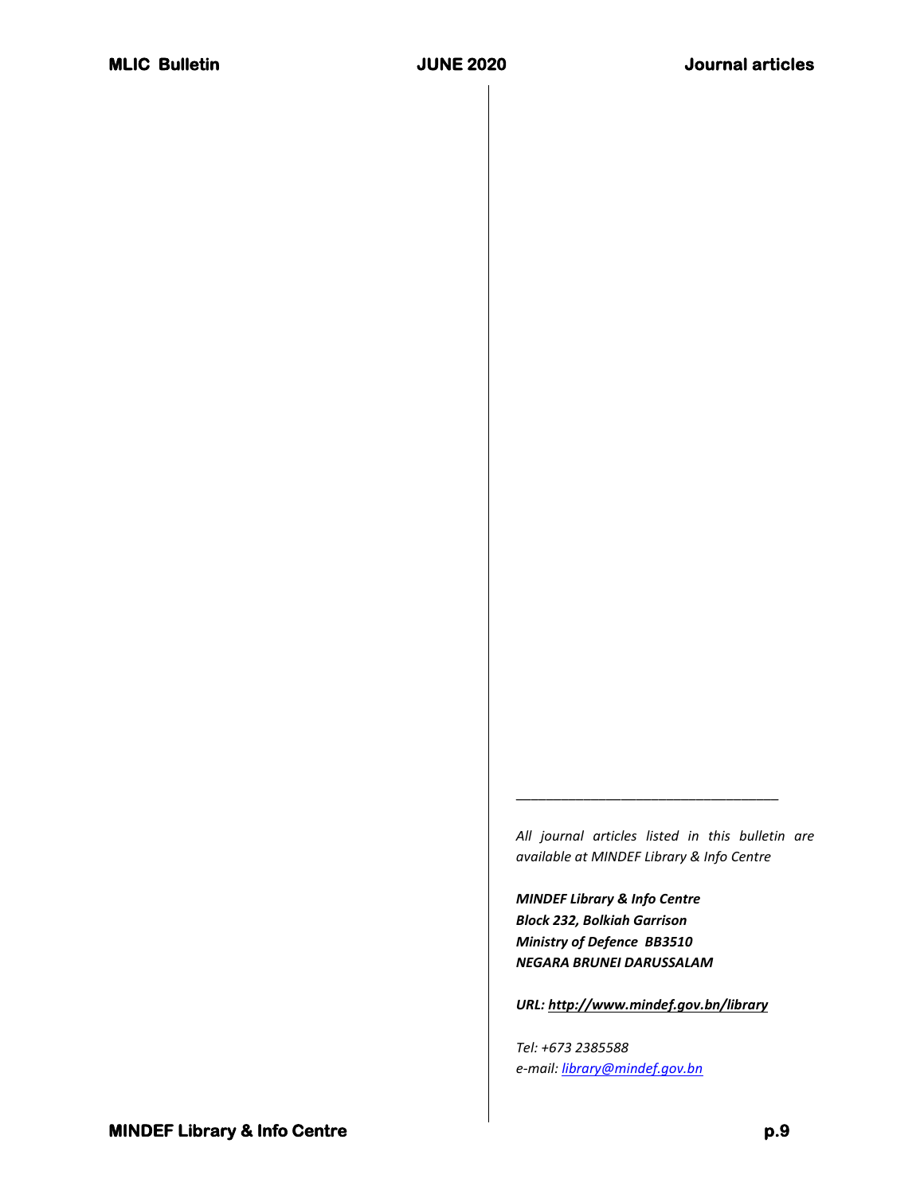---

*All journal articles listed in this bulletin are available at MINDEF Library & Info Centre*

***MINDEF Library & Info Centre***
***Block 232, Bolkiah Garrison***
***Ministry of Defence BB3510***
***NEGARA BRUNEI DARUSSALAM***

*URL:* ***[http://www.mindef.gov.bn/library](http://www.mindef.gov.bn/library)***

*Tel: +673 2385588*
*e-mail: [library@mindef.gov.bn](mailto:library@mindef.gov.bn)*